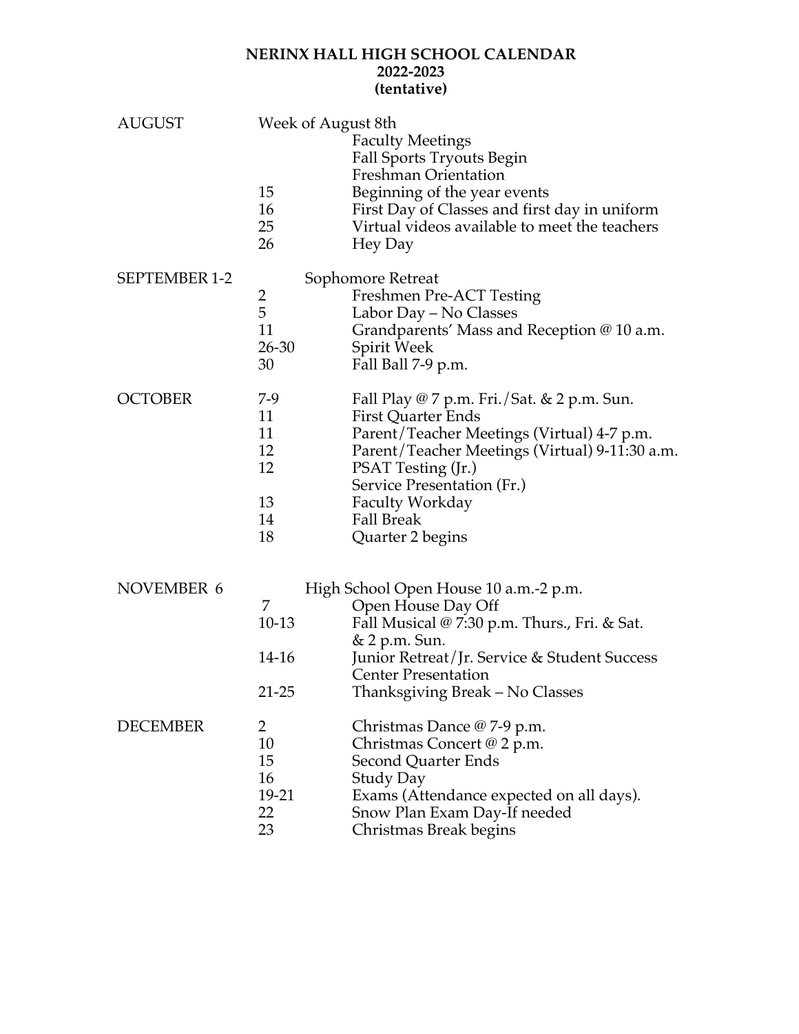# NERINX HALL HIGH SCHOOL CALENDAR
## 2022-2023
## (tentative)

| Month | Date | Event |
|---|---|---|
| AUGUST | Week of August 8th | Faculty Meetings |
| | | Fall Sports Tryouts Begin |
| | | Freshman Orientation |
| | 15 | Beginning of the year events |
| | 16 | First Day of Classes and first day in uniform |
| | 25 | Virtual videos available to meet the teachers |
| | 26 | Hey Day |
| SEPTEMBER | 1-2 | Sophomore Retreat |
| | 2 | Freshmen Pre-ACT Testing |
| | 5 | Labor Day – No Classes |
| | 11 | Grandparents' Mass and Reception @ 10 a.m. |
| | 26-30 | Spirit Week |
| | 30 | Fall Ball 7-9 p.m. |
| OCTOBER | 7-9 | Fall Play @ 7 p.m. Fri./Sat. & 2 p.m. Sun. |
| | 11 | First Quarter Ends |
| | 11 | Parent/Teacher Meetings (Virtual) 4-7 p.m. |
| | 12 | Parent/Teacher Meetings (Virtual) 9-11:30 a.m. |
| | 12 | PSAT Testing (Jr.) |
| | | Service Presentation (Fr.) |
| | 13 | Faculty Workday |
| | 14 | Fall Break |
| | 18 | Quarter 2 begins |
| NOVEMBER | 6 | High School Open House 10 a.m.-2 p.m. |
| | 7 | Open House Day Off |
| | 10-13 | Fall Musical @ 7:30 p.m. Thurs., Fri. & Sat. & 2 p.m. Sun. |
| | 14-16 | Junior Retreat/Jr. Service & Student Success Center Presentation |
| | 21-25 | Thanksgiving Break – No Classes |
| DECEMBER | 2 | Christmas Dance @ 7-9 p.m. |
| | 10 | Christmas Concert @ 2 p.m. |
| | 15 | Second Quarter Ends |
| | 16 | Study Day |
| | 19-21 | Exams (Attendance expected on all days). |
| | 22 | Snow Plan Exam Day-If needed |
| | 23 | Christmas Break begins |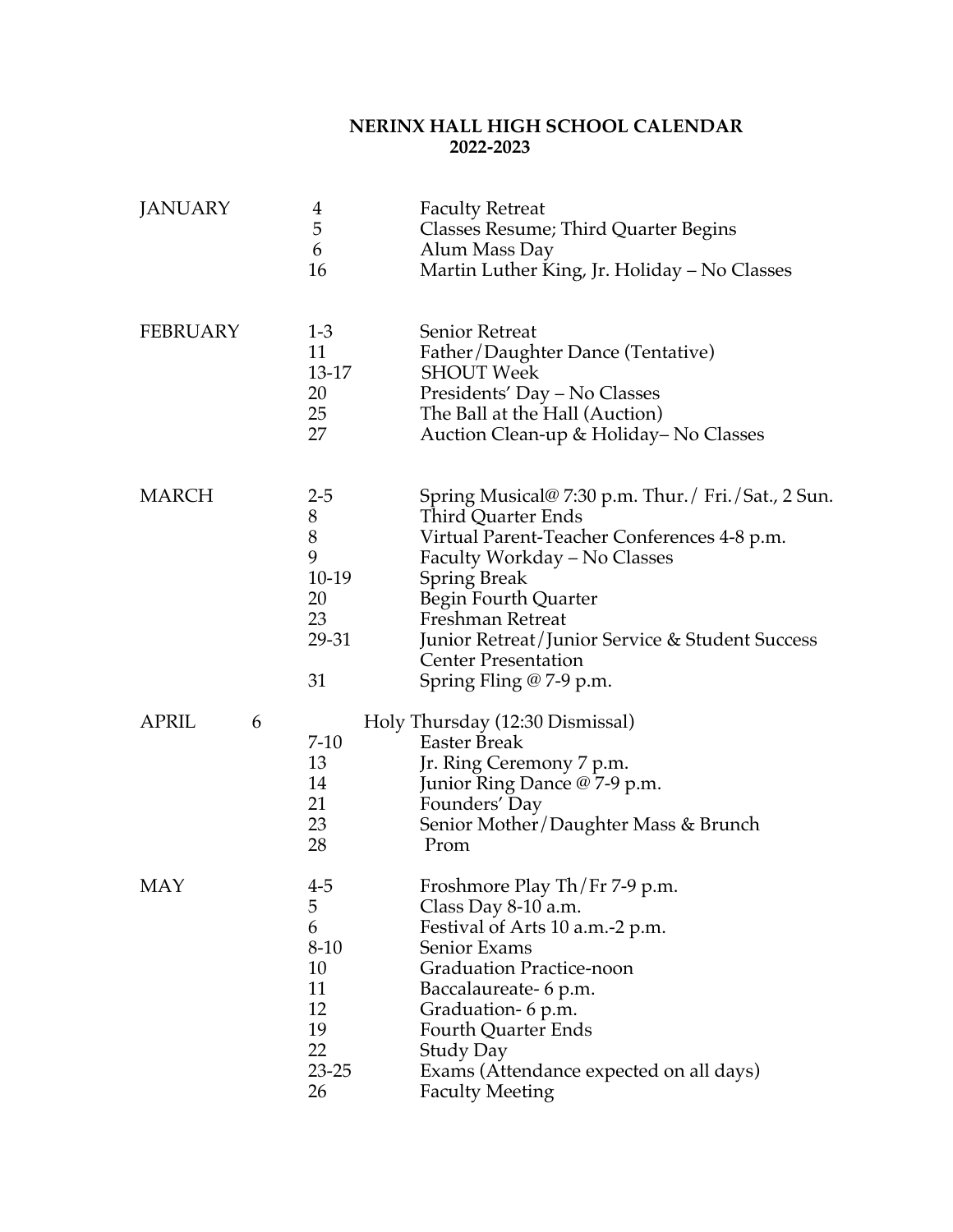# NERINX HALL HIGH SCHOOL CALENDAR
## 2022-2023

| | | |
|---|---|---|
| JANUARY | 4 | Faculty Retreat |
| | 5 | Classes Resume; Third Quarter Begins |
| | 6 | Alum Mass Day |
| | 16 | Martin Luther King, Jr. Holiday – No Classes |
| FEBRUARY | 1-3 | Senior Retreat |
| | 11 | Father/Daughter Dance (Tentative) |
| | 13-17 | SHOUT Week |
| | 20 | Presidents' Day – No Classes |
| | 25 | The Ball at the Hall (Auction) |
| | 27 | Auction Clean-up & Holiday– No Classes |
| MARCH | 2-5 | Spring Musical@ 7:30 p.m. Thur./ Fri./Sat., 2 Sun. |
| | 8 | Third Quarter Ends |
| | 8 | Virtual Parent-Teacher Conferences 4-8 p.m. |
| | 9 | Faculty Workday – No Classes |
| | 10-19 | Spring Break |
| | 20 | Begin Fourth Quarter |
| | 23 | Freshman Retreat |
| | 29-31 | Junior Retreat/Junior Service & Student Success Center Presentation |
| | 31 | Spring Fling @ 7-9 p.m. |
| APRIL | 6 | Holy Thursday (12:30 Dismissal) |
| | 7-10 | Easter Break |
| | 13 | Jr. Ring Ceremony 7 p.m. |
| | 14 | Junior Ring Dance @ 7-9 p.m. |
| | 21 | Founders' Day |
| | 23 | Senior Mother/Daughter Mass & Brunch |
| | 28 | Prom |
| MAY | 4-5 | Froshmore Play Th/Fr 7-9 p.m. |
| | 5 | Class Day 8-10 a.m. |
| | 6 | Festival of Arts 10 a.m.-2 p.m. |
| | 8-10 | Senior Exams |
| | 10 | Graduation Practice-noon |
| | 11 | Baccalaureate- 6 p.m. |
| | 12 | Graduation- 6 p.m. |
| | 19 | Fourth Quarter Ends |
| | 22 | Study Day |
| | 23-25 | Exams (Attendance expected on all days) |
| | 26 | Faculty Meeting |